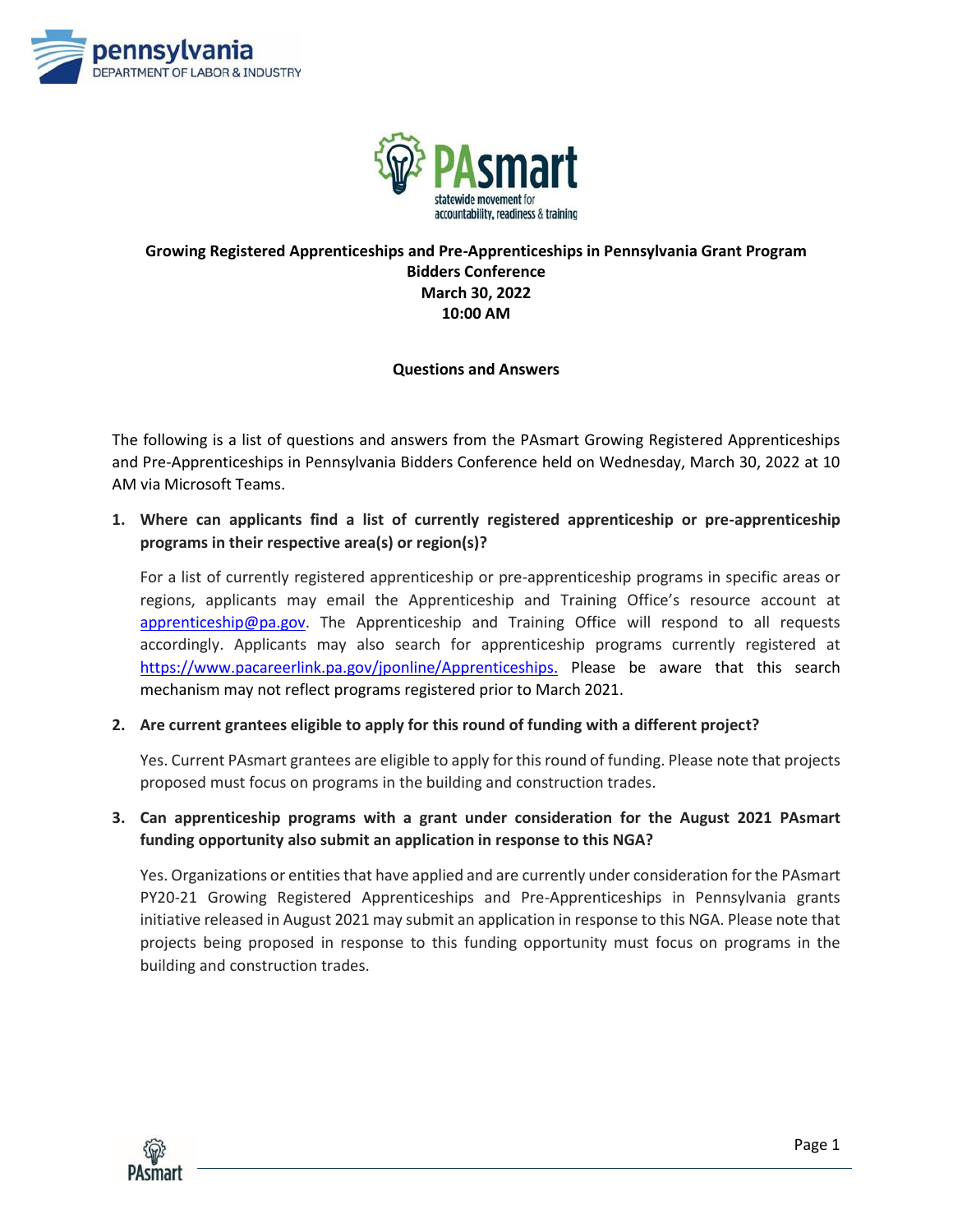**Growing Registered Apprenticeships and Pre-Apprenticeships in Pennsylvania Grant Program**
**Bidders Conference**
**March 30, 2022**
**10:00 AM**

**Questions and Answers**

The following is a list of questions and answers from the PAsmart Growing Registered Apprenticeships and Pre-Apprenticeships in Pennsylvania Bidders Conference held on Wednesday, March 30, 2022 at 10 AM via Microsoft Teams.

1. **Where can applicants find a list of currently registered apprenticeship or pre-apprenticeship programs in their respective area(s) or region(s)?**

   For a list of currently registered apprenticeship or pre-apprenticeship programs in specific areas or regions, applicants may email the Apprenticeship and Training Office's resource account at apprenticeship@pa.gov. The Apprenticeship and Training Office will respond to all requests accordingly. Applicants may also search for apprenticeship programs currently registered at https://www.pacareerlink.pa.gov/jponline/Apprenticeships. Please be aware that this search mechanism may not reflect programs registered prior to March 2021.

2. **Are current grantees eligible to apply for this round of funding with a different project?**

   Yes. Current PAsmart grantees are eligible to apply for this round of funding. Please note that projects proposed must focus on programs in the building and construction trades.

3. **Can apprenticeship programs with a grant under consideration for the August 2021 PAsmart funding opportunity also submit an application in response to this NGA?**

   Yes. Organizations or entities that have applied and are currently under consideration for the PAsmart PY20-21 Growing Registered Apprenticeships and Pre-Apprenticeships in Pennsylvania grants initiative released in August 2021 may submit an application in response to this NGA. Please note that projects being proposed in response to this funding opportunity must focus on programs in the building and construction trades.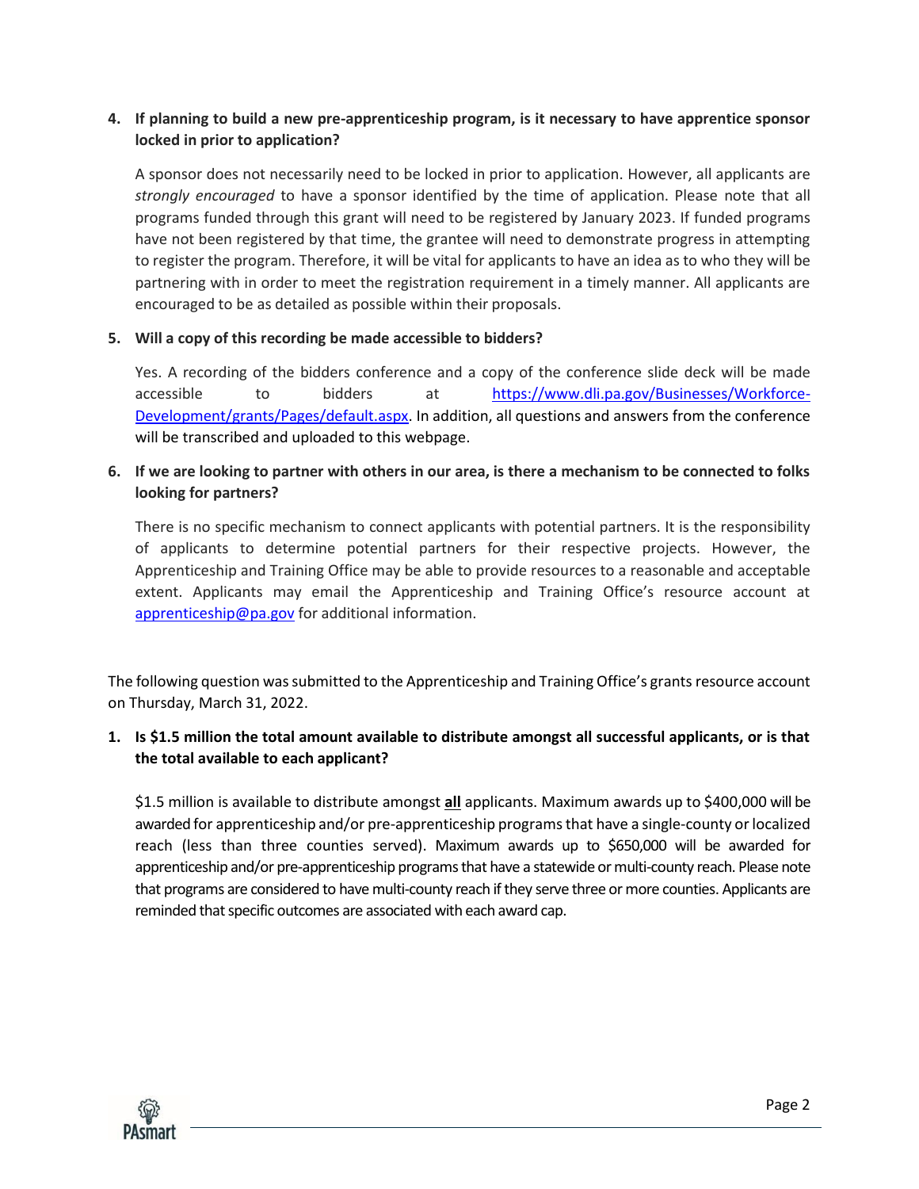**4. If planning to build a new pre-apprenticeship program, is it necessary to have apprentice sponsor locked in prior to application?**

A sponsor does not necessarily need to be locked in prior to application. However, all applicants are *strongly encouraged* to have a sponsor identified by the time of application. Please note that all programs funded through this grant will need to be registered by January 2023. If funded programs have not been registered by that time, the grantee will need to demonstrate progress in attempting to register the program. Therefore, it will be vital for applicants to have an idea as to who they will be partnering with in order to meet the registration requirement in a timely manner. All applicants are encouraged to be as detailed as possible within their proposals.

**5. Will a copy of this recording be made accessible to bidders?**

Yes. A recording of the bidders conference and a copy of the conference slide deck will be made accessible to bidders at https://www.dli.pa.gov/Businesses/Workforce-Development/grants/Pages/default.aspx. In addition, all questions and answers from the conference will be transcribed and uploaded to this webpage.

**6. If we are looking to partner with others in our area, is there a mechanism to be connected to folks looking for partners?**

There is no specific mechanism to connect applicants with potential partners. It is the responsibility of applicants to determine potential partners for their respective projects. However, the Apprenticeship and Training Office may be able to provide resources to a reasonable and acceptable extent. Applicants may email the Apprenticeship and Training Office's resource account at apprenticeship@pa.gov for additional information.

The following question was submitted to the Apprenticeship and Training Office's grants resource account on Thursday, March 31, 2022.

**1. Is $1.5 million the total amount available to distribute amongst all successful applicants, or is that the total available to each applicant?**

$1.5 million is available to distribute amongst **all** applicants. Maximum awards up to $400,000 will be awarded for apprenticeship and/or pre-apprenticeship programs that have a single-county or localized reach (less than three counties served). Maximum awards up to $650,000 will be awarded for apprenticeship and/or pre-apprenticeship programs that have a statewide or multi-county reach. Please note that programs are considered to have multi-county reach if they serve three or more counties. Applicants are reminded that specific outcomes are associated with each award cap.